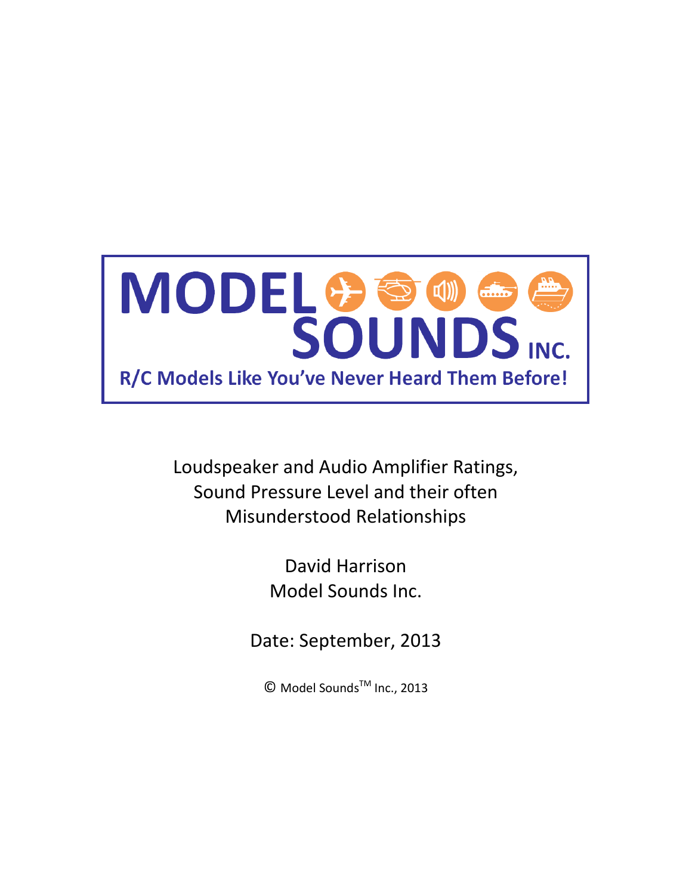# MODEL SOUNDS INC.

**R/C Models Like You've Never Heard Them Before!**

Loudspeaker and Audio Amplifier Ratings, Sound Pressure Level and their often Misunderstood Relationships

David Harrison
Model Sounds Inc.

Date: September, 2013

© Model Sounds™ Inc., 2013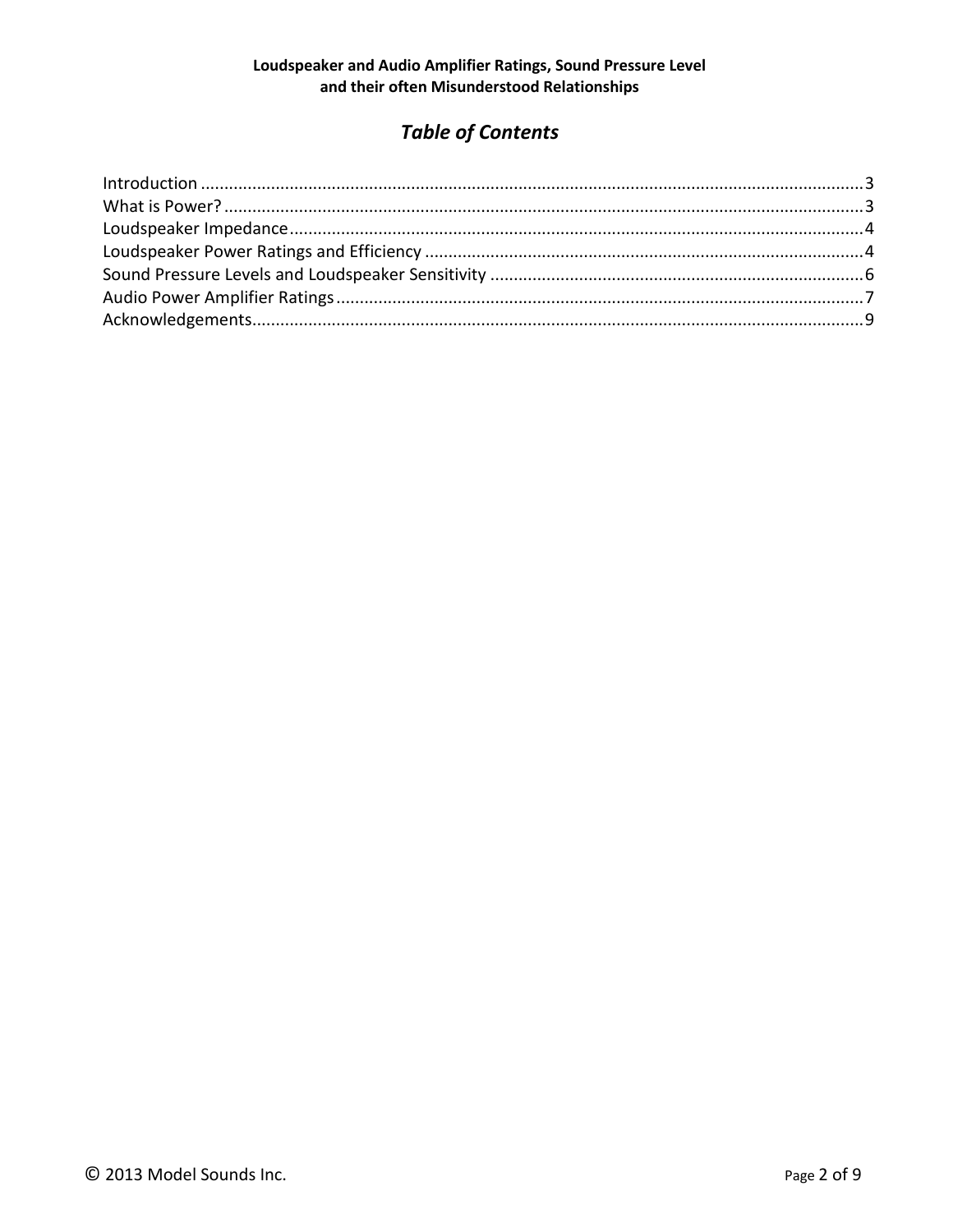## *Table of Contents*

Introduction ........................................................................................................................ 3
What is Power? ................................................................................................................... 3
Loudspeaker Impedance ..................................................................................................... 4
Loudspeaker Power Ratings and Efficiency ......................................................................... 4
Sound Pressure Levels and Loudspeaker Sensitivity ............................................................ 6
Audio Power Amplifier Ratings ............................................................................................ 7
Acknowledgements.............................................................................................................. 9

© 2013 Model Sounds Inc.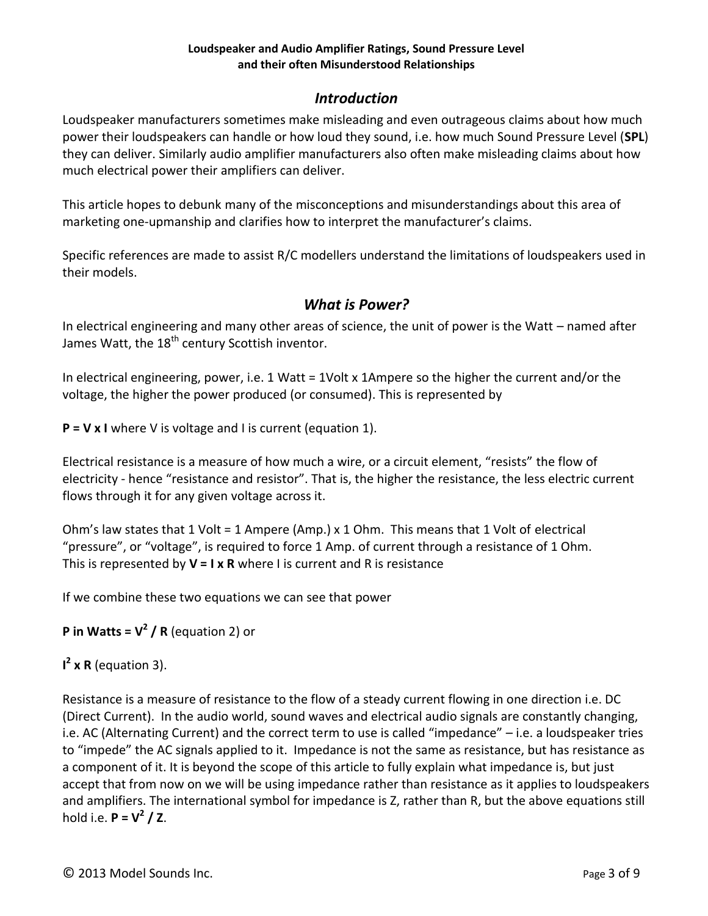**Loudspeaker and Audio Amplifier Ratings, Sound Pressure Level and their often Misunderstood Relationships**

## *Introduction*

Loudspeaker manufacturers sometimes make misleading and even outrageous claims about how much power their loudspeakers can handle or how loud they sound, i.e. how much Sound Pressure Level (**SPL**) they can deliver. Similarly audio amplifier manufacturers also often make misleading claims about how much electrical power their amplifiers can deliver.

This article hopes to debunk many of the misconceptions and misunderstandings about this area of marketing one-upmanship and clarifies how to interpret the manufacturer's claims.

Specific references are made to assist R/C modellers understand the limitations of loudspeakers used in their models.

## *What is Power?*

In electrical engineering and many other areas of science, the unit of power is the Watt – named after James Watt, the 18th century Scottish inventor.

In electrical engineering, power, i.e. 1 Watt = 1Volt x 1Ampere so the higher the current and/or the voltage, the higher the power produced (or consumed). This is represented by

**$P = V \times I$** where V is voltage and I is current (equation 1).

Electrical resistance is a measure of how much a wire, or a circuit element, "resists" the flow of electricity - hence "resistance and resistor". That is, the higher the resistance, the less electric current flows through it for any given voltage across it.

Ohm's law states that 1 Volt = 1 Ampere (Amp.) x 1 Ohm. This means that 1 Volt of electrical "pressure", or "voltage", is required to force 1 Amp. of current through a resistance of 1 Ohm. This is represented by **$V = I \times R$** where I is current and R is resistance

If we combine these two equations we can see that power

**P in Watts = $V^2 / R$** (equation 2) or

**$I^2 \times R$** (equation 3).

Resistance is a measure of resistance to the flow of a steady current flowing in one direction i.e. DC (Direct Current). In the audio world, sound waves and electrical audio signals are constantly changing, i.e. AC (Alternating Current) and the correct term to use is called "impedance" – i.e. a loudspeaker tries to "impede" the AC signals applied to it. Impedance is not the same as resistance, but has resistance as a component of it. It is beyond the scope of this article to fully explain what impedance is, but just accept that from now on we will be using impedance rather than resistance as it applies to loudspeakers and amplifiers. The international symbol for impedance is Z, rather than R, but the above equations still hold i.e. **$P = V^2 / Z$**.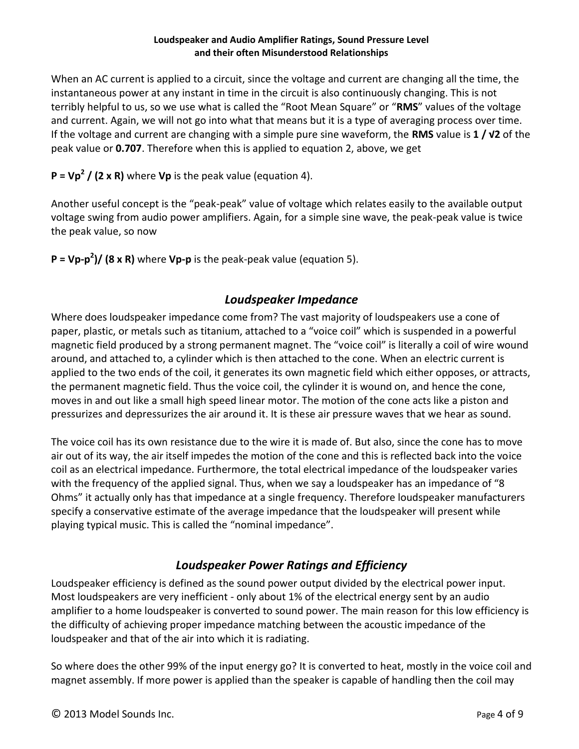When an AC current is applied to a circuit, since the voltage and current are changing all the time, the instantaneous power at any instant in time in the circuit is also continuously changing. This is not terribly helpful to us, so we use what is called the "Root Mean Square" or "**RMS**" values of the voltage and current. Again, we will not go into what that means but it is a type of averaging process over time. If the voltage and current are changing with a simple pure sine waveform, the **RMS** value is **1 / √2** of the peak value or **0.707**. Therefore when this is applied to equation 2, above, we get

$P = V_p^2 / (2 \times R)$ where $V_p$ is the peak value (equation 4).

Another useful concept is the "peak-peak" value of voltage which relates easily to the available output voltage swing from audio power amplifiers. Again, for a simple sine wave, the peak-peak value is twice the peak value, so now

$P = V_{p\text{-}p}^2)/ (8 \times R)$ where $V_{p\text{-}p}$ is the peak-peak value (equation 5).

## *Loudspeaker Impedance*

Where does loudspeaker impedance come from? The vast majority of loudspeakers use a cone of paper, plastic, or metals such as titanium, attached to a "voice coil" which is suspended in a powerful magnetic field produced by a strong permanent magnet. The "voice coil" is literally a coil of wire wound around, and attached to, a cylinder which is then attached to the cone. When an electric current is applied to the two ends of the coil, it generates its own magnetic field which either opposes, or attracts, the permanent magnetic field. Thus the voice coil, the cylinder it is wound on, and hence the cone, moves in and out like a small high speed linear motor. The motion of the cone acts like a piston and pressurizes and depressurizes the air around it. It is these air pressure waves that we hear as sound.

The voice coil has its own resistance due to the wire it is made of. But also, since the cone has to move air out of its way, the air itself impedes the motion of the cone and this is reflected back into the voice coil as an electrical impedance. Furthermore, the total electrical impedance of the loudspeaker varies with the frequency of the applied signal. Thus, when we say a loudspeaker has an impedance of "8 Ohms" it actually only has that impedance at a single frequency. Therefore loudspeaker manufacturers specify a conservative estimate of the average impedance that the loudspeaker will present while playing typical music. This is called the "nominal impedance".

## *Loudspeaker Power Ratings and Efficiency*

Loudspeaker efficiency is defined as the sound power output divided by the electrical power input. Most loudspeakers are very inefficient - only about 1% of the electrical energy sent by an audio amplifier to a home loudspeaker is converted to sound power. The main reason for this low efficiency is the difficulty of achieving proper impedance matching between the acoustic impedance of the loudspeaker and that of the air into which it is radiating.

So where does the other 99% of the input energy go? It is converted to heat, mostly in the voice coil and magnet assembly. If more power is applied than the speaker is capable of handling then the coil may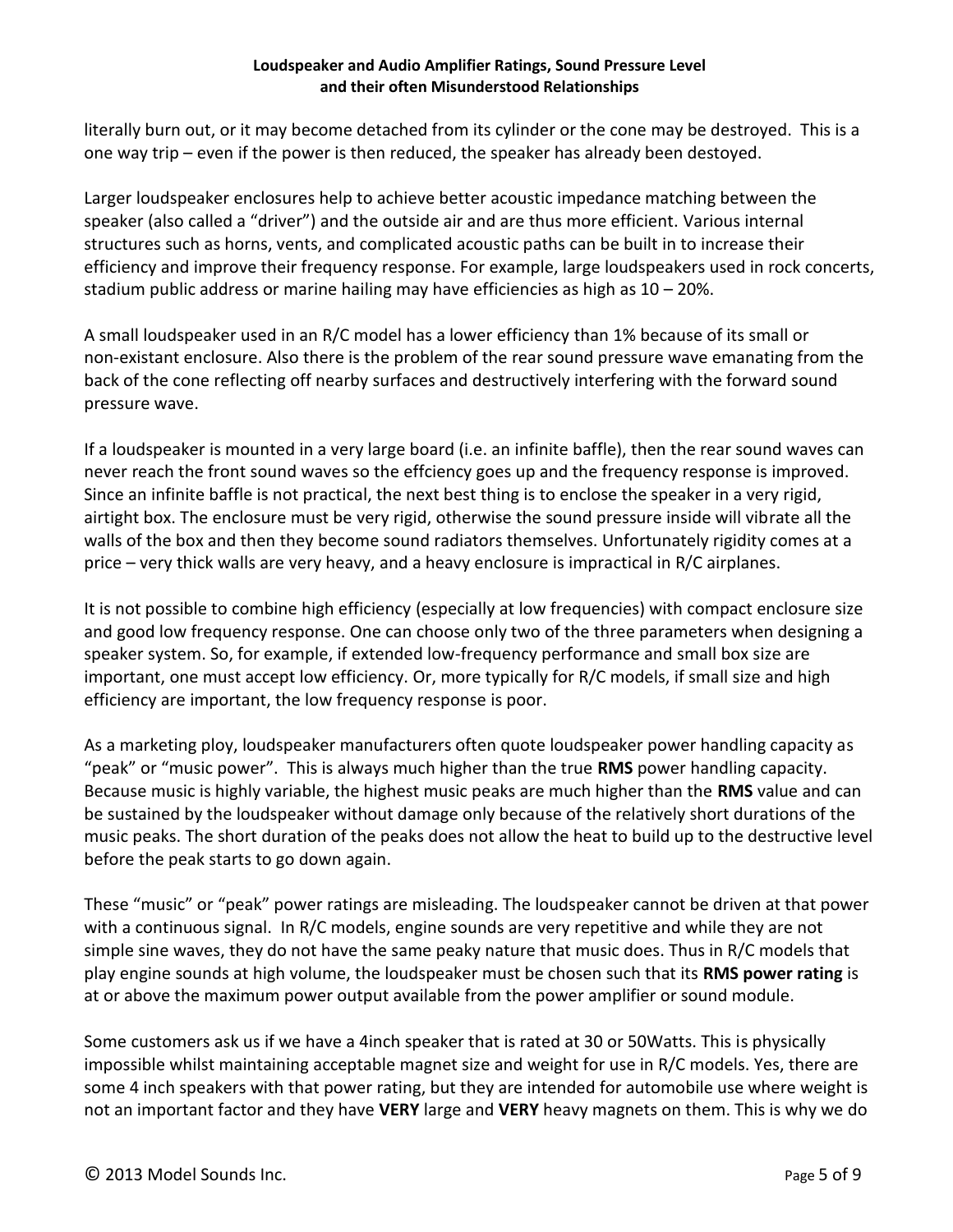literally burn out, or it may become detached from its cylinder or the cone may be destroyed. This is a one way trip – even if the power is then reduced, the speaker has already been destoyed.

Larger loudspeaker enclosures help to achieve better acoustic impedance matching between the speaker (also called a "driver") and the outside air and are thus more efficient. Various internal structures such as horns, vents, and complicated acoustic paths can be built in to increase their efficiency and improve their frequency response. For example, large loudspeakers used in rock concerts, stadium public address or marine hailing may have efficiencies as high as 10 – 20%.

A small loudspeaker used in an R/C model has a lower efficiency than 1% because of its small or non-existant enclosure. Also there is the problem of the rear sound pressure wave emanating from the back of the cone reflecting off nearby surfaces and destructively interfering with the forward sound pressure wave.

If a loudspeaker is mounted in a very large board (i.e. an infinite baffle), then the rear sound waves can never reach the front sound waves so the effciency goes up and the frequency response is improved. Since an infinite baffle is not practical, the next best thing is to enclose the speaker in a very rigid, airtight box. The enclosure must be very rigid, otherwise the sound pressure inside will vibrate all the walls of the box and then they become sound radiators themselves. Unfortunately rigidity comes at a price – very thick walls are very heavy, and a heavy enclosure is impractical in R/C airplanes.

It is not possible to combine high efficiency (especially at low frequencies) with compact enclosure size and good low frequency response. One can choose only two of the three parameters when designing a speaker system. So, for example, if extended low-frequency performance and small box size are important, one must accept low efficiency. Or, more typically for R/C models, if small size and high efficiency are important, the low frequency response is poor.

As a marketing ploy, loudspeaker manufacturers often quote loudspeaker power handling capacity as "peak" or "music power". This is always much higher than the true **RMS** power handling capacity. Because music is highly variable, the highest music peaks are much higher than the **RMS** value and can be sustained by the loudspeaker without damage only because of the relatively short durations of the music peaks. The short duration of the peaks does not allow the heat to build up to the destructive level before the peak starts to go down again.

These "music" or "peak" power ratings are misleading. The loudspeaker cannot be driven at that power with a continuous signal. In R/C models, engine sounds are very repetitive and while they are not simple sine waves, they do not have the same peaky nature that music does. Thus in R/C models that play engine sounds at high volume, the loudspeaker must be chosen such that its **RMS power rating** is at or above the maximum power output available from the power amplifier or sound module.

Some customers ask us if we have a 4inch speaker that is rated at 30 or 50Watts. This is physically impossible whilst maintaining acceptable magnet size and weight for use in R/C models. Yes, there are some 4 inch speakers with that power rating, but they are intended for automobile use where weight is not an important factor and they have **VERY** large and **VERY** heavy magnets on them. This is why we do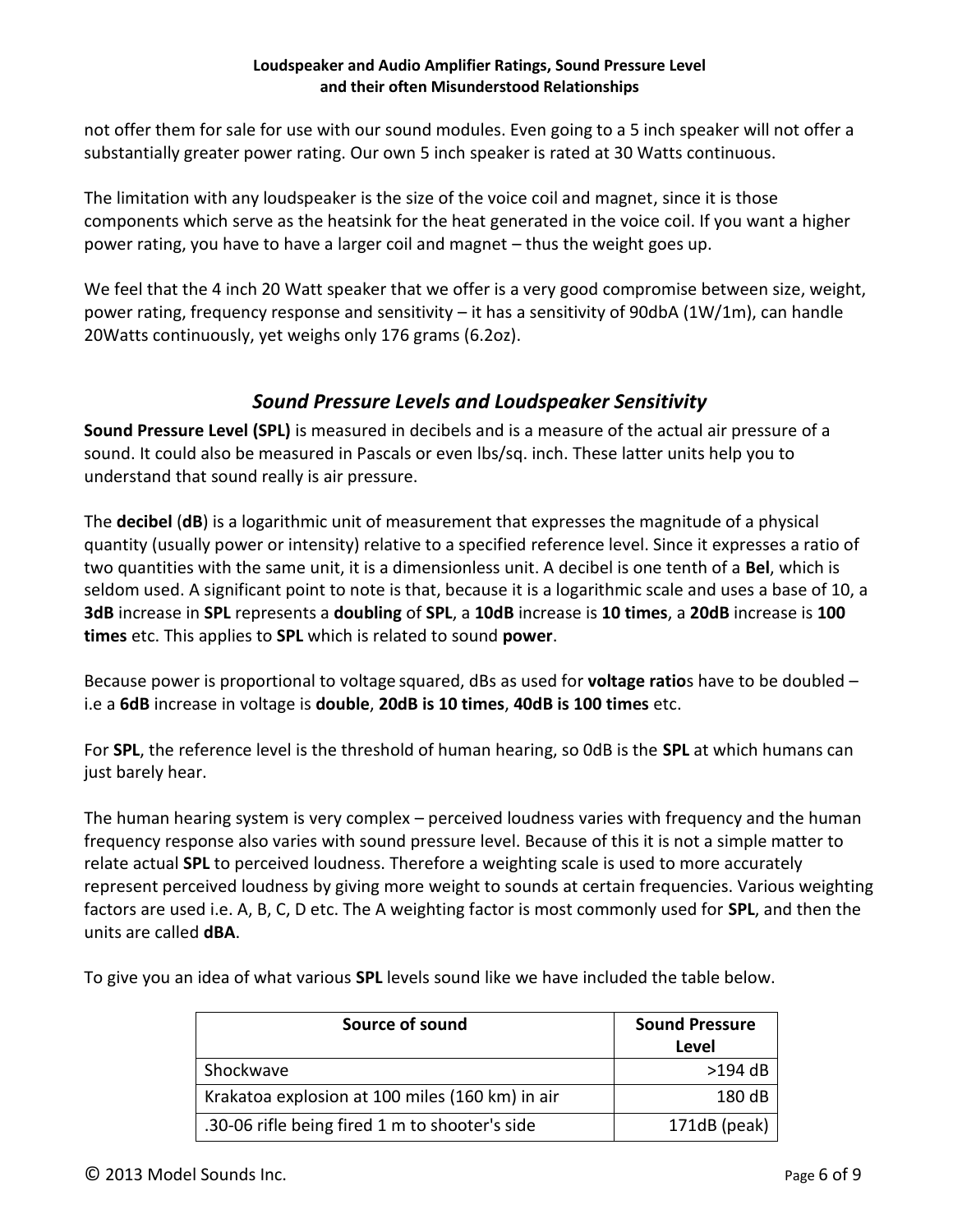not offer them for sale for use with our sound modules. Even going to a 5 inch speaker will not offer a substantially greater power rating. Our own 5 inch speaker is rated at 30 Watts continuous.

The limitation with any loudspeaker is the size of the voice coil and magnet, since it is those components which serve as the heatsink for the heat generated in the voice coil. If you want a higher power rating, you have to have a larger coil and magnet – thus the weight goes up.

We feel that the 4 inch 20 Watt speaker that we offer is a very good compromise between size, weight, power rating, frequency response and sensitivity – it has a sensitivity of 90dbA (1W/1m), can handle 20Watts continuously, yet weighs only 176 grams (6.2oz).

## *Sound Pressure Levels and Loudspeaker Sensitivity*

**Sound Pressure Level (SPL)** is measured in decibels and is a measure of the actual air pressure of a sound. It could also be measured in Pascals or even lbs/sq. inch. These latter units help you to understand that sound really is air pressure.

The **decibel** (**dB**) is a logarithmic unit of measurement that expresses the magnitude of a physical quantity (usually power or intensity) relative to a specified reference level. Since it expresses a ratio of two quantities with the same unit, it is a dimensionless unit. A decibel is one tenth of a **Bel**, which is seldom used. A significant point to note is that, because it is a logarithmic scale and uses a base of 10, a **3dB** increase in **SPL** represents a **doubling** of **SPL**, a **10dB** increase is **10 times**, a **20dB** increase is **100 times** etc. This applies to **SPL** which is related to sound **power**.

Because power is proportional to voltage squared, dBs as used for **voltage ratio**s have to be doubled – i.e a **6dB** increase in voltage is **double**, **20dB is 10 times**, **40dB is 100 times** etc.

For **SPL**, the reference level is the threshold of human hearing, so 0dB is the **SPL** at which humans can just barely hear.

The human hearing system is very complex – perceived loudness varies with frequency and the human frequency response also varies with sound pressure level. Because of this it is not a simple matter to relate actual **SPL** to perceived loudness. Therefore a weighting scale is used to more accurately represent perceived loudness by giving more weight to sounds at certain frequencies. Various weighting factors are used i.e. A, B, C, D etc. The A weighting factor is most commonly used for **SPL**, and then the units are called **dBA**.

To give you an idea of what various **SPL** levels sound like we have included the table below.

| Source of sound | Sound Pressure Level |
|---|---:|
| Shockwave | >194 dB |
| Krakatoa explosion at 100 miles (160 km) in air | 180 dB |
| .30-06 rifle being fired 1 m to shooter's side | 171dB (peak) |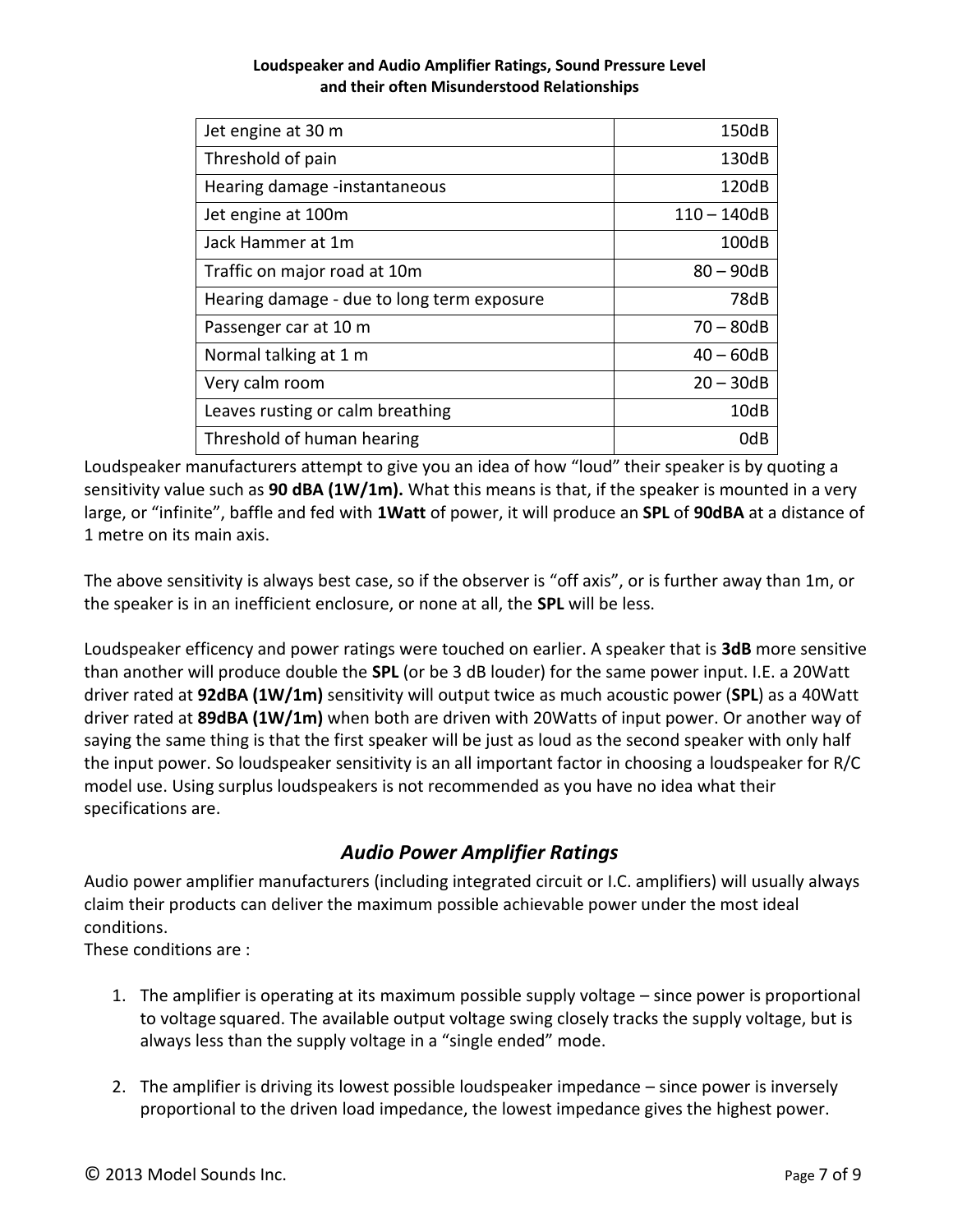| Jet engine at 30 m | 150dB |
| --- | --- |
| Threshold of pain | 130dB |
| Hearing damage -instantaneous | 120dB |
| Jet engine at 100m | 110 – 140dB |
| Jack Hammer at 1m | 100dB |
| Traffic on major road at 10m | 80 – 90dB |
| Hearing damage - due to long term exposure | 78dB |
| Passenger car at 10 m | 70 – 80dB |
| Normal talking at 1 m | 40 – 60dB |
| Very calm room | 20 – 30dB |
| Leaves rusting or calm breathing | 10dB |
| Threshold of human hearing | 0dB |

Loudspeaker manufacturers attempt to give you an idea of how “loud” their speaker is by quoting a sensitivity value such as **90 dBA (1W/1m).** What this means is that, if the speaker is mounted in a very large, or “infinite”, baffle and fed with **1Watt** of power, it will produce an **SPL** of **90dBA** at a distance of 1 metre on its main axis.

The above sensitivity is always best case, so if the observer is “off axis”, or is further away than 1m, or the speaker is in an inefficient enclosure, or none at all, the **SPL** will be less.

Loudspeaker efficency and power ratings were touched on earlier. A speaker that is **3dB** more sensitive than another will produce double the **SPL** (or be 3 dB louder) for the same power input. I.E. a 20Watt driver rated at **92dBA (1W/1m)** sensitivity will output twice as much acoustic power (**SPL**) as a 40Watt driver rated at **89dBA (1W/1m)** when both are driven with 20Watts of input power. Or another way of saying the same thing is that the first speaker will be just as loud as the second speaker with only half the input power. So loudspeaker sensitivity is an all important factor in choosing a loudspeaker for R/C model use. Using surplus loudspeakers is not recommended as you have no idea what their specifications are.

## *Audio Power Amplifier Ratings*

Audio power amplifier manufacturers (including integrated circuit or I.C. amplifiers) will usually always claim their products can deliver the maximum possible achievable power under the most ideal conditions.
These conditions are :

1. The amplifier is operating at its maximum possible supply voltage – since power is proportional to voltage squared. The available output voltage swing closely tracks the supply voltage, but is always less than the supply voltage in a “single ended” mode.

2. The amplifier is driving its lowest possible loudspeaker impedance – since power is inversely proportional to the driven load impedance, the lowest impedance gives the highest power.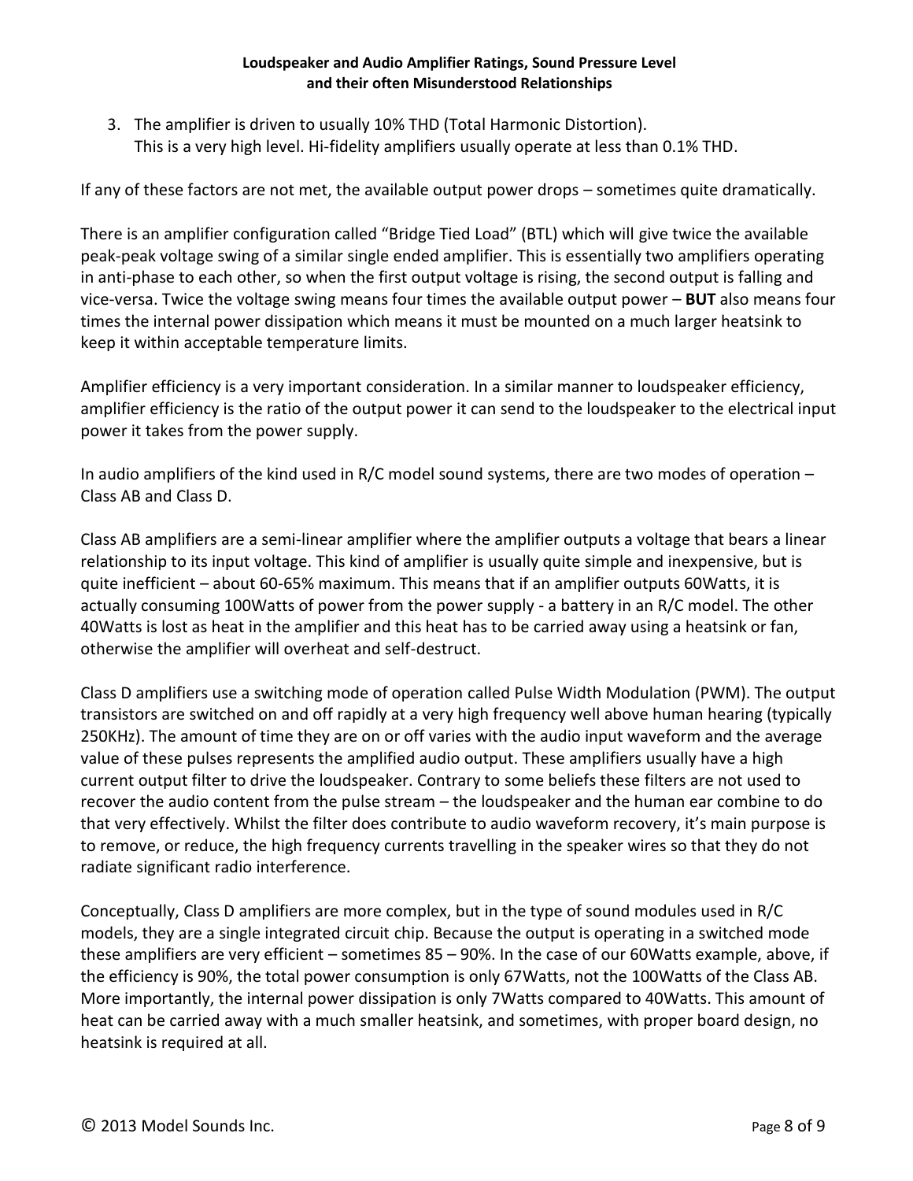3. The amplifier is driven to usually 10% THD (Total Harmonic Distortion).
   This is a very high level. Hi-fidelity amplifiers usually operate at less than 0.1% THD.

If any of these factors are not met, the available output power drops – sometimes quite dramatically.

There is an amplifier configuration called "Bridge Tied Load" (BTL) which will give twice the available peak-peak voltage swing of a similar single ended amplifier. This is essentially two amplifiers operating in anti-phase to each other, so when the first output voltage is rising, the second output is falling and vice-versa. Twice the voltage swing means four times the available output power – **BUT** also means four times the internal power dissipation which means it must be mounted on a much larger heatsink to keep it within acceptable temperature limits.

Amplifier efficiency is a very important consideration. In a similar manner to loudspeaker efficiency, amplifier efficiency is the ratio of the output power it can send to the loudspeaker to the electrical input power it takes from the power supply.

In audio amplifiers of the kind used in R/C model sound systems, there are two modes of operation – Class AB and Class D.

Class AB amplifiers are a semi-linear amplifier where the amplifier outputs a voltage that bears a linear relationship to its input voltage. This kind of amplifier is usually quite simple and inexpensive, but is quite inefficient – about 60-65% maximum. This means that if an amplifier outputs 60Watts, it is actually consuming 100Watts of power from the power supply - a battery in an R/C model. The other 40Watts is lost as heat in the amplifier and this heat has to be carried away using a heatsink or fan, otherwise the amplifier will overheat and self-destruct.

Class D amplifiers use a switching mode of operation called Pulse Width Modulation (PWM). The output transistors are switched on and off rapidly at a very high frequency well above human hearing (typically 250KHz). The amount of time they are on or off varies with the audio input waveform and the average value of these pulses represents the amplified audio output. These amplifiers usually have a high current output filter to drive the loudspeaker. Contrary to some beliefs these filters are not used to recover the audio content from the pulse stream – the loudspeaker and the human ear combine to do that very effectively. Whilst the filter does contribute to audio waveform recovery, it's main purpose is to remove, or reduce, the high frequency currents travelling in the speaker wires so that they do not radiate significant radio interference.

Conceptually, Class D amplifiers are more complex, but in the type of sound modules used in R/C models, they are a single integrated circuit chip. Because the output is operating in a switched mode these amplifiers are very efficient – sometimes 85 – 90%. In the case of our 60Watts example, above, if the efficiency is 90%, the total power consumption is only 67Watts, not the 100Watts of the Class AB. More importantly, the internal power dissipation is only 7Watts compared to 40Watts. This amount of heat can be carried away with a much smaller heatsink, and sometimes, with proper board design, no heatsink is required at all.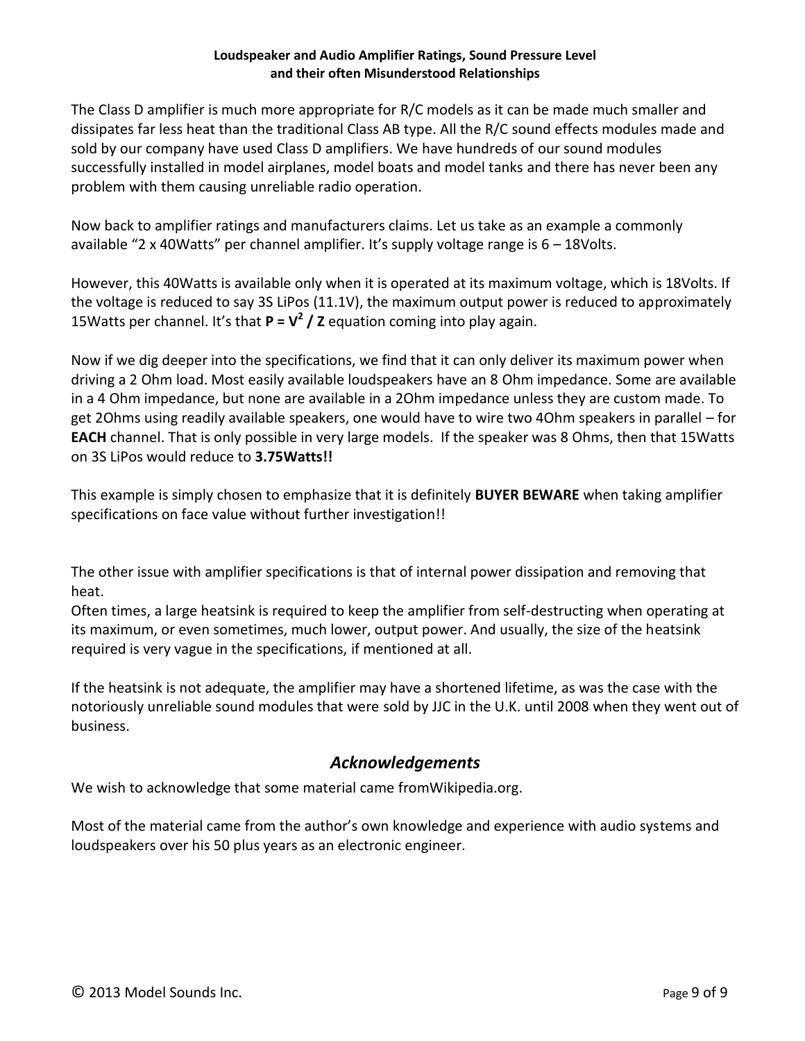The Class D amplifier is much more appropriate for R/C models as it can be made much smaller and dissipates far less heat than the traditional Class AB type. All the R/C sound effects modules made and sold by our company have used Class D amplifiers. We have hundreds of our sound modules successfully installed in model airplanes, model boats and model tanks and there has never been any problem with them causing unreliable radio operation.

Now back to amplifier ratings and manufacturers claims. Let us take as an example a commonly available “2 x 40Watts” per channel amplifier. It’s supply voltage range is 6 – 18Volts.

However, this 40Watts is available only when it is operated at its maximum voltage, which is 18Volts. If the voltage is reduced to say 3S LiPos (11.1V), the maximum output power is reduced to approximately 15Watts per channel. It’s that $\mathbf{P = V^2 / Z}$ equation coming into play again.

Now if we dig deeper into the specifications, we find that it can only deliver its maximum power when driving a 2 Ohm load. Most easily available loudspeakers have an 8 Ohm impedance. Some are available in a 4 Ohm impedance, but none are available in a 2Ohm impedance unless they are custom made. To get 2Ohms using readily available speakers, one would have to wire two 4Ohm speakers in parallel – for **EACH** channel. That is only possible in very large models. If the speaker was 8 Ohms, then that 15Watts on 3S LiPos would reduce to **3.75Watts!!**

This example is simply chosen to emphasize that it is definitely **BUYER BEWARE** when taking amplifier specifications on face value without further investigation!!

The other issue with amplifier specifications is that of internal power dissipation and removing that heat.
Often times, a large heatsink is required to keep the amplifier from self-destructing when operating at its maximum, or even sometimes, much lower, output power. And usually, the size of the heatsink required is very vague in the specifications, if mentioned at all.

If the heatsink is not adequate, the amplifier may have a shortened lifetime, as was the case with the notoriously unreliable sound modules that were sold by JJC in the U.K. until 2008 when they went out of business.

## *Acknowledgements*

We wish to acknowledge that some material came fromWikipedia.org.

Most of the material came from the author’s own knowledge and experience with audio systems and loudspeakers over his 50 plus years as an electronic engineer.